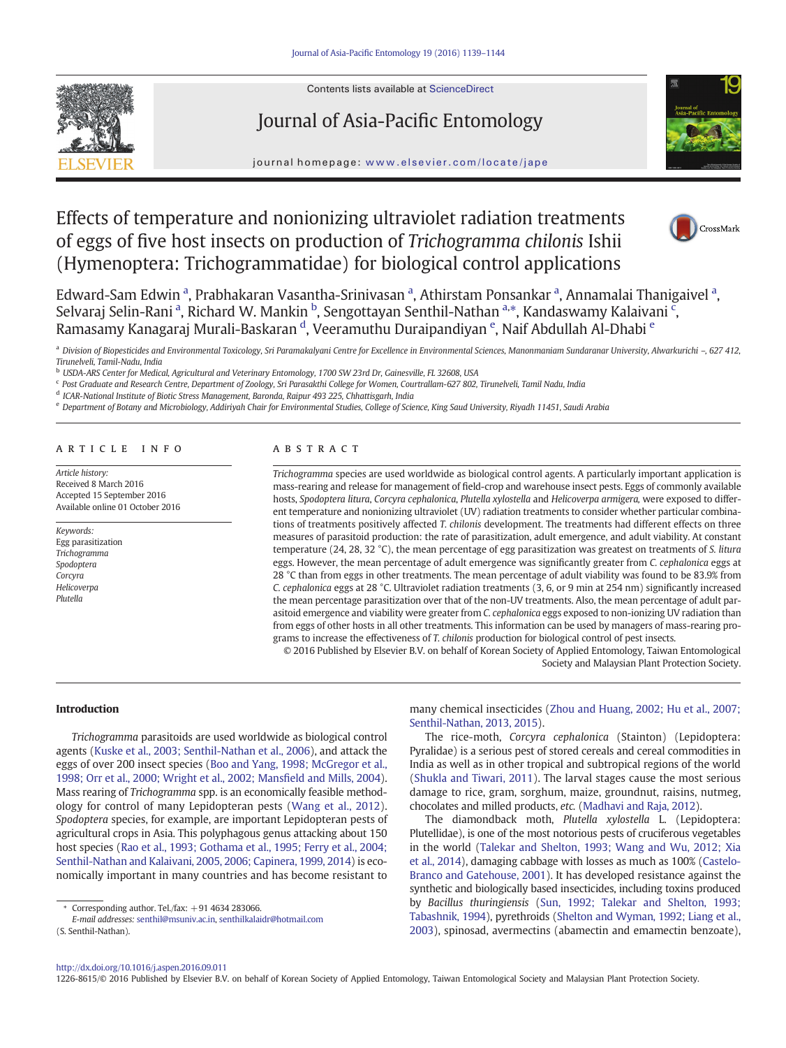# Effects of temperature and nonionizing ultraviolet radiation treatments of eggs of five host insects on production of *Trichogramma chilonis* Ishii (Hymenoptera: Trichogrammatidae) for biological control applications

Edward-Sam Edwin [a], Prabhakaran Vasantha-Srinivasan [a], Athirstam Ponsankar [a], Annamalai Thanigaivel [a], Selvaraj Selin-Rani [a], Richard W. Mankin [b], Sengottayan Senthil-Nathan [a,*], Kandaswamy Kalaivani [c], Ramasamy Kanagaraj Murali-Baskaran [d], Veeramuthu Duraipandiyan [e], Naif Abdullah Al-Dhabi [e]

[a] Division of Biopesticides and Environmental Toxicology, Sri Paramakalyani Centre for Excellence in Environmental Sciences, Manonmaniam Sundaranar University, Alwarkurichi –, 627 412, Tirunelveli, Tamil-Nadu, India

[b] USDA-ARS Center for Medical, Agricultural and Veterinary Entomology, 1700 SW 23rd Dr, Gainesville, FL 32608, USA

[c] Post Graduate and Research Centre, Department of Zoology, Sri Parasakthi College for Women, Courtrallam-627 802, Tirunelveli, Tamil Nadu, India

[d] ICAR-National Institute of Biotic Stress Management, Baronda, Raipur 493 225, Chhattisgarh, India

[e] Department of Botany and Microbiology, Addiriyah Chair for Environmental Studies, College of Science, King Saud University, Riyadh 11451, Saudi Arabia

## ARTICLE INFO

*Article history:*
Received 8 March 2016
Accepted 15 September 2016
Available online 01 October 2016

*Keywords:*
Egg parasitization
*Trichogramma*
*Spodoptera*
*Corcyra*
*Helicoverpa*
*Plutella*

## ABSTRACT

*Trichogramma* species are used worldwide as biological control agents. A particularly important application is mass-rearing and release for management of field-crop and warehouse insect pests. Eggs of commonly available hosts, *Spodoptera litura*, *Corcyra cephalonica*, *Plutella xylostella* and *Helicoverpa armigera,* were exposed to different temperature and nonionizing ultraviolet (UV) radiation treatments to consider whether particular combinations of treatments positively affected *T. chilonis* development. The treatments had different effects on three measures of parasitoid production: the rate of parasitization, adult emergence, and adult viability. At constant temperature (24, 28, 32 °C), the mean percentage of egg parasitization was greatest on treatments of *S. litura* eggs. However, the mean percentage of adult emergence was significantly greater from *C. cephalonica* eggs at 28 °C than from eggs in other treatments. The mean percentage of adult viability was found to be 83.9% from *C. cephalonica* eggs at 28 °C. Ultraviolet radiation treatments (3, 6, or 9 min at 254 nm) significantly increased the mean percentage parasitization over that of the non-UV treatments. Also, the mean percentage of adult parasitoid emergence and viability were greater from *C. cephalonica* eggs exposed to non-ionizing UV radiation than from eggs of other hosts in all other treatments. This information can be used by managers of mass-rearing programs to increase the effectiveness of *T. chilonis* production for biological control of pest insects.

© 2016 Published by Elsevier B.V. on behalf of Korean Society of Applied Entomology, Taiwan Entomological Society and Malaysian Plant Protection Society.

## Introduction

*Trichogramma* parasitoids are used worldwide as biological control agents (Kuske et al., 2003; Senthil-Nathan et al., 2006), and attack the eggs of over 200 insect species (Boo and Yang, 1998; McGregor et al., 1998; Orr et al., 2000; Wright et al., 2002; Mansfield and Mills, 2004). Mass rearing of *Trichogramma* spp. is an economically feasible methodology for control of many Lepidopteran pests (Wang et al., 2012). *Spodoptera* species, for example, are important Lepidopteran pests of agricultural crops in Asia. This polyphagous genus attacking about 150 host species (Rao et al., 1993; Gothama et al., 1995; Ferry et al., 2004; Senthil-Nathan and Kalaivani, 2005, 2006; Capinera, 1999, 2014) is economically important in many countries and has become resistant to many chemical insecticides (Zhou and Huang, 2002; Hu et al., 2007; Senthil-Nathan, 2013, 2015).

The rice-moth, *Corcyra cephalonica* (Stainton) (Lepidoptera: Pyralidae) is a serious pest of stored cereals and cereal commodities in India as well as in other tropical and subtropical regions of the world (Shukla and Tiwari, 2011). The larval stages cause the most serious damage to rice, gram, sorghum, maize, groundnut, raisins, nutmeg, chocolates and milled products, *etc.* (Madhavi and Raja, 2012).

The diamondback moth, *Plutella xylostella* L. (Lepidoptera: Plutellidae), is one of the most notorious pests of cruciferous vegetables in the world (Talekar and Shelton, 1993; Wang and Wu, 2012; Xia et al., 2014), damaging cabbage with losses as much as 100% (Castelo-Branco and Gatehouse, 2001). It has developed resistance against the synthetic and biologically based insecticides, including toxins produced by *Bacillus thuringiensis* (Sun, 1992; Talekar and Shelton, 1993; Tabashnik, 1994), pyrethroids (Shelton and Wyman, 1992; Liang et al., 2003), spinosad, avermectins (abamectin and emamectin benzoate),

* Corresponding author. Tel./fax: +91 4634 283066.
*E-mail addresses:* senthil@msuniv.ac.in, senthilkalaidr@hotmail.com (S. Senthil-Nathan).

http://dx.doi.org/10.1016/j.aspen.2016.09.011
1226-8615/© 2016 Published by Elsevier B.V. on behalf of Korean Society of Applied Entomology, Taiwan Entomological Society and Malaysian Plant Protection Society.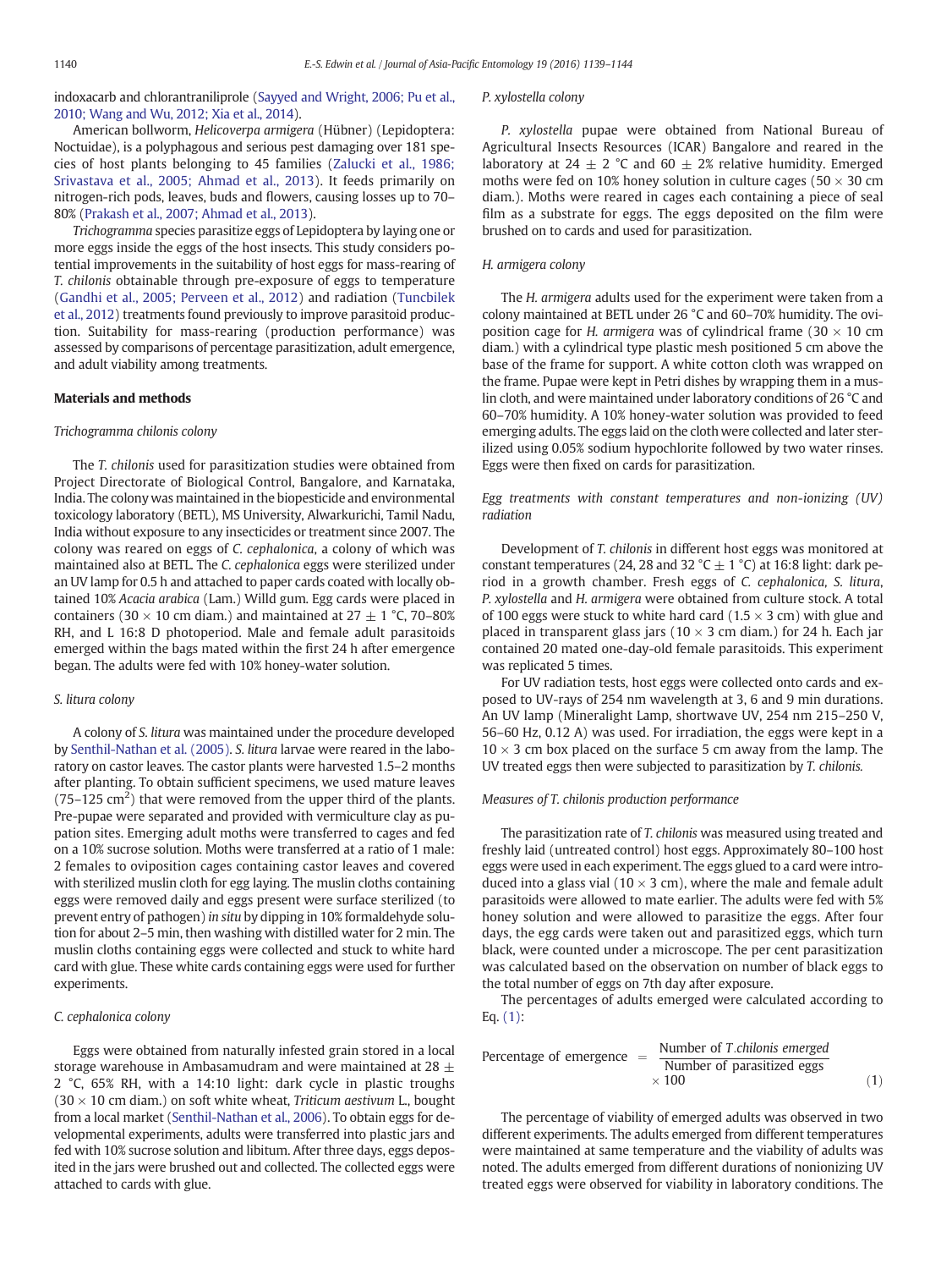indoxacarb and chlorantraniliprole (Sayyed and Wright, 2006; Pu et al., 2010; Wang and Wu, 2012; Xia et al., 2014).

American bollworm, *Helicoverpa armigera* (Hübner) (Lepidoptera: Noctuidae), is a polyphagous and serious pest damaging over 181 species of host plants belonging to 45 families (Zalucki et al., 1986; Srivastava et al., 2005; Ahmad et al., 2013). It feeds primarily on nitrogen-rich pods, leaves, buds and flowers, causing losses up to 70–80% (Prakash et al., 2007; Ahmad et al., 2013).

*Trichogramma* species parasitize eggs of Lepidoptera by laying one or more eggs inside the eggs of the host insects. This study considers potential improvements in the suitability of host eggs for mass-rearing of *T. chilonis* obtainable through pre-exposure of eggs to temperature (Gandhi et al., 2005; Perveen et al., 2012) and radiation (Tuncbilek et al., 2012) treatments found previously to improve parasitoid production. Suitability for mass-rearing (production performance) was assessed by comparisons of percentage parasitization, adult emergence, and adult viability among treatments.

## Materials and methods

### *Trichogramma chilonis* colony

The *T. chilonis* used for parasitization studies were obtained from Project Directorate of Biological Control, Bangalore, and Karnataka, India. The colony was maintained in the biopesticide and environmental toxicology laboratory (BETL), MS University, Alwarkurichi, Tamil Nadu, India without exposure to any insecticides or treatment since 2007. The colony was reared on eggs of *C. cephalonica*, a colony of which was maintained also at BETL. The *C. cephalonica* eggs were sterilized under an UV lamp for 0.5 h and attached to paper cards coated with locally obtained 10% *Acacia arabica* (Lam.) Willd gum. Egg cards were placed in containers (30 × 10 cm diam.) and maintained at 27 ± 1 °C, 70–80% RH, and L 16:8 D photoperiod. Male and female adult parasitoids emerged within the bags mated within the first 24 h after emergence began. The adults were fed with 10% honey-water solution.

### *S. litura* colony

A colony of *S. litura* was maintained under the procedure developed by Senthil-Nathan et al. (2005). *S. litura* larvae were reared in the laboratory on castor leaves. The castor plants were harvested 1.5–2 months after planting. To obtain sufficient specimens, we used mature leaves (75–125 $cm^2$) that were removed from the upper third of the plants. Pre-pupae were separated and provided with vermiculture clay as pupation sites. Emerging adult moths were transferred to cages and fed on a 10% sucrose solution. Moths were transferred at a ratio of 1 male: 2 females to oviposition cages containing castor leaves and covered with sterilized muslin cloth for egg laying. The muslin cloths containing eggs were removed daily and eggs present were surface sterilized (to prevent entry of pathogen) *in situ* by dipping in 10% formaldehyde solution for about 2–5 min, then washing with distilled water for 2 min. The muslin cloths containing eggs were collected and stuck to white hard card with glue. These white cards containing eggs were used for further experiments.

### *C. cephalonica* colony

Eggs were obtained from naturally infested grain stored in a local storage warehouse in Ambasamudram and were maintained at 28 ± 2 °C, 65% RH, with a 14:10 light: dark cycle in plastic troughs (30 × 10 cm diam.) on soft white wheat, *Triticum aestivum* L., bought from a local market (Senthil-Nathan et al., 2006). To obtain eggs for developmental experiments, adults were transferred into plastic jars and fed with 10% sucrose solution and libitum. After three days, eggs deposited in the jars were brushed out and collected. The collected eggs were attached to cards with glue.

### *P. xylostella* colony

*P. xylostella* pupae were obtained from National Bureau of Agricultural Insects Resources (ICAR) Bangalore and reared in the laboratory at 24 ± 2 °C and 60 ± 2% relative humidity. Emerged moths were fed on 10% honey solution in culture cages (50 × 30 cm diam.). Moths were reared in cages each containing a piece of seal film as a substrate for eggs. The eggs deposited on the film were brushed on to cards and used for parasitization.

### *H. armigera* colony

The *H. armigera* adults used for the experiment were taken from a colony maintained at BETL under 26 °C and 60–70% humidity. The oviposition cage for *H. armigera* was of cylindrical frame (30 × 10 cm diam.) with a cylindrical type plastic mesh positioned 5 cm above the base of the frame for support. A white cotton cloth was wrapped on the frame. Pupae were kept in Petri dishes by wrapping them in a muslin cloth, and were maintained under laboratory conditions of 26 °C and 60–70% humidity. A 10% honey-water solution was provided to feed emerging adults. The eggs laid on the cloth were collected and later sterilized using 0.05% sodium hypochlorite followed by two water rinses. Eggs were then fixed on cards for parasitization.

### Egg treatments with constant temperatures and non-ionizing (UV) radiation

Development of *T. chilonis* in different host eggs was monitored at constant temperatures (24, 28 and 32 °C ± 1 °C) at 16:8 light: dark period in a growth chamber. Fresh eggs of *C. cephalonica*, *S. litura*, *P. xylostella* and *H. armigera* were obtained from culture stock. A total of 100 eggs were stuck to white hard card (1.5 × 3 cm) with glue and placed in transparent glass jars (10 × 3 cm diam.) for 24 h. Each jar contained 20 mated one-day-old female parasitoids. This experiment was replicated 5 times.

For UV radiation tests, host eggs were collected onto cards and exposed to UV-rays of 254 nm wavelength at 3, 6 and 9 min durations. An UV lamp (Mineralight Lamp, shortwave UV, 254 nm 215–250 V, 56–60 Hz, 0.12 A) was used. For irradiation, the eggs were kept in a 10 × 3 cm box placed on the surface 5 cm away from the lamp. The UV treated eggs then were subjected to parasitization by *T. chilonis*.

### Measures of *T. chilonis* production performance

The parasitization rate of *T. chilonis* was measured using treated and freshly laid (untreated control) host eggs. Approximately 80–100 host eggs were used in each experiment. The eggs glued to a card were introduced into a glass vial (10 × 3 cm), where the male and female adult parasitoids were allowed to mate earlier. The adults were fed with 5% honey solution and were allowed to parasitize the eggs. After four days, the egg cards were taken out and parasitized eggs, which turn black, were counted under a microscope. The per cent parasitization was calculated based on the observation on number of black eggs to the total number of eggs on 7th day after exposure.

The percentages of adults emerged were calculated according to Eq. (1):

$$\text{Percentage of emergence} = \frac{\text{Number of } T.chilonis \text{ emerged}}{\text{Number of parasitized eggs}} \times 100 \tag{1}$$

The percentage of viability of emerged adults was observed in two different experiments. The adults emerged from different temperatures were maintained at same temperature and the viability of adults was noted. The adults emerged from different durations of nonionizing UV treated eggs were observed for viability in laboratory conditions. The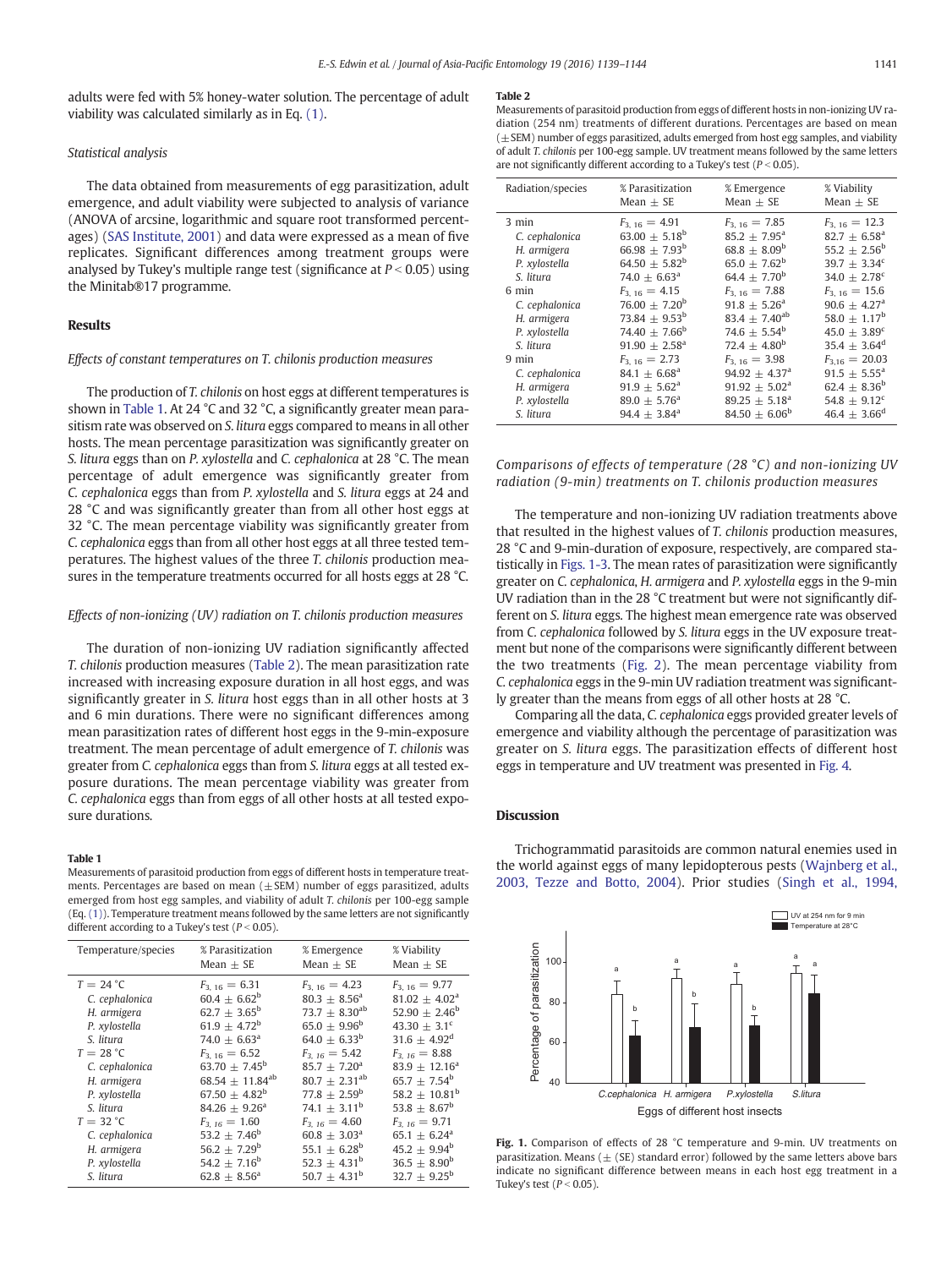adults were fed with 5% honey-water solution. The percentage of adult viability was calculated similarly as in Eq. (1).

### Statistical analysis

The data obtained from measurements of egg parasitization, adult emergence, and adult viability were subjected to analysis of variance (ANOVA of arcsine, logarithmic and square root transformed percentages) (SAS Institute, 2001) and data were expressed as a mean of five replicates. Significant differences among treatment groups were analysed by Tukey's multiple range test (significance at $P < 0.05$) using the Minitab®17 programme.

## Results

### Effects of constant temperatures on T. chilonis production measures

The production of *T. chilonis* on host eggs at different temperatures is shown in Table 1. At 24 °C and 32 °C, a significantly greater mean parasitism rate was observed on *S. litura* eggs compared to means in all other hosts. The mean percentage parasitization was significantly greater on *S. litura* eggs than on *P. xylostella* and *C. cephalonica* at 28 °C. The mean percentage of adult emergence was significantly greater from *C. cephalonica* eggs than from *P. xylostella* and *S. litura* eggs at 24 and 28 °C and was significantly greater than from all other host eggs at 32 °C. The mean percentage viability was significantly greater from *C. cephalonica* eggs than from all other host eggs at all three tested temperatures. The highest values of the three *T. chilonis* production measures in the temperature treatments occurred for all hosts eggs at 28 °C.

### Effects of non-ionizing (UV) radiation on T. chilonis production measures

The duration of non-ionizing UV radiation significantly affected *T. chilonis* production measures (Table 2). The mean parasitization rate increased with increasing exposure duration in all host eggs, and was significantly greater in *S. litura* host eggs than in all other hosts at 3 and 6 min durations. There were no significant differences among mean parasitization rates of different host eggs in the 9-min-exposure treatment. The mean percentage of adult emergence of *T. chilonis* was greater from *C. cephalonica* eggs than from *S. litura* eggs at all tested exposure durations. The mean percentage viability was greater from *C. cephalonica* eggs than from eggs of all other hosts at all tested exposure durations.

**Table 1**
Measurements of parasitoid production from eggs of different hosts in temperature treatments. Percentages are based on mean (±SEM) number of eggs parasitized, adults emerged from host egg samples, and viability of adult *T. chilonis* per 100-egg sample (Eq. (1)). Temperature treatment means followed by the same letters are not significantly different according to a Tukey's test ($P < 0.05$).

| Temperature/species | % Parasitization Mean ± SE | % Emergence Mean ± SE | % Viability Mean ± SE |
|---|---|---|---|
| $T = 24$ °C | $F_{3,16} = 6.31$ | $F_{3,16} = 4.23$ | $F_{3,16} = 9.77$ |
| *C. cephalonica* | $60.4 \pm 6.62^b$ | $80.3 \pm 8.56^a$ | $81.02 \pm 4.02^a$ |
| *H. armigera* | $62.7 \pm 3.65^b$ | $73.7 \pm 8.30^{ab}$ | $52.90 \pm 2.46^b$ |
| *P. xylostella* | $61.9 \pm 4.72^b$ | $65.0 \pm 9.96^b$ | $43.30 \pm 3.1^c$ |
| *S. litura* | $74.0 \pm 6.63^a$ | $64.0 \pm 6.33^b$ | $31.6 \pm 4.92^d$ |
| $T = 28$ °C | $F_{3,16} = 6.52$ | $F_{3,16} = 5.42$ | $F_{3,16} = 8.88$ |
| *C. cephalonica* | $63.70 \pm 7.45^b$ | $85.7 \pm 7.20^a$ | $83.9 \pm 12.16^a$ |
| *H. armigera* | $68.54 \pm 11.84^{ab}$ | $80.7 \pm 2.31^{ab}$ | $65.7 \pm 7.54^b$ |
| *P. xylostella* | $67.50 \pm 4.82^b$ | $77.8 \pm 2.59^b$ | $58.2 \pm 10.81^b$ |
| *S. litura* | $84.26 \pm 9.26^a$ | $74.1 \pm 3.11^b$ | $53.8 \pm 8.67^b$ |
| $T = 32$ °C | $F_{3,16} = 1.60$ | $F_{3,16} = 4.60$ | $F_{3,16} = 9.71$ |
| *C. cephalonica* | $53.2 \pm 7.46^b$ | $60.8 \pm 3.03^a$ | $65.1 \pm 6.24^a$ |
| *H. armigera* | $56.2 \pm 7.29^b$ | $55.1 \pm 6.28^b$ | $45.2 \pm 9.94^b$ |
| *P. xylostella* | $54.2 \pm 7.16^b$ | $52.3 \pm 4.31^b$ | $36.5 \pm 8.90^b$ |
| *S. litura* | $62.8 \pm 8.56^a$ | $50.7 \pm 4.31^b$ | $32.7 \pm 9.25^b$ |

**Table 2**
Measurements of parasitoid production from eggs of different hosts in non-ionizing UV radiation (254 nm) treatments of different durations. Percentages are based on mean (±SEM) number of eggs parasitized, adults emerged from host egg samples, and viability of adult *T. chilonis* per 100-egg sample. UV treatment means followed by the same letters are not significantly different according to a Tukey's test ($P < 0.05$).

| Radiation/species | % Parasitization Mean ± SE | % Emergence Mean ± SE | % Viability Mean ± SE |
|---|---|---|---|
| 3 min | $F_{3,16} = 4.91$ | $F_{3,16} = 7.85$ | $F_{3,16} = 12.3$ |
| *C. cephalonica* | $63.00 \pm 5.18^b$ | $85.2 \pm 7.95^a$ | $82.7 \pm 6.58^a$ |
| *H. armigera* | $66.98 \pm 7.93^b$ | $68.8 \pm 8.09^b$ | $55.2 \pm 2.56^b$ |
| *P. xylostella* | $64.50 \pm 5.82^b$ | $65.0 \pm 7.62^b$ | $39.7 \pm 3.34^c$ |
| *S. litura* | $74.0 \pm 6.63^a$ | $64.4 \pm 7.70^b$ | $34.0 \pm 2.78^c$ |
| 6 min | $F_{3,16} = 4.15$ | $F_{3,16} = 7.88$ | $F_{3,16} = 15.6$ |
| *C. cephalonica* | $76.00 \pm 7.20^b$ | $91.8 \pm 5.26^a$ | $90.6 \pm 4.27^a$ |
| *H. armigera* | $73.84 \pm 9.53^b$ | $83.4 \pm 7.40^{ab}$ | $58.0 \pm 1.17^b$ |
| *P. xylostella* | $74.40 \pm 7.66^b$ | $74.6 \pm 5.54^b$ | $45.0 \pm 3.89^c$ |
| *S. litura* | $91.90 \pm 2.58^a$ | $72.4 \pm 4.80^b$ | $35.4 \pm 3.64^d$ |
| 9 min | $F_{3,16} = 2.73$ | $F_{3,16} = 3.98$ | $F_{3,16} = 20.03$ |
| *C. cephalonica* | $84.1 \pm 6.68^a$ | $94.92 \pm 4.37^a$ | $91.5 \pm 5.55^a$ |
| *H. armigera* | $91.9 \pm 5.62^a$ | $91.92 \pm 5.02^a$ | $62.4 \pm 8.36^b$ |
| *P. xylostella* | $89.0 \pm 5.76^a$ | $89.25 \pm 5.18^a$ | $54.8 \pm 9.12^c$ |
| *S. litura* | $94.4 \pm 3.84^a$ | $84.50 \pm 6.06^b$ | $46.4 \pm 3.66^d$ |

### Comparisons of effects of temperature (28 °C) and non-ionizing UV radiation (9-min) treatments on T. chilonis production measures

The temperature and non-ionizing UV radiation treatments above that resulted in the highest values of *T. chilonis* production measures, 28 °C and 9-min-duration of exposure, respectively, are compared statistically in Figs. 1-3. The mean rates of parasitization were significantly greater on *C. cephalonica*, *H. armigera* and *P. xylostella* eggs in the 9-min UV radiation than in the 28 °C treatment but were not significantly different on *S. litura* eggs. The highest mean emergence rate was observed from *C. cephalonica* followed by *S. litura* eggs in the UV exposure treatment but none of the comparisons were significantly different between the two treatments (Fig. 2). The mean percentage viability from *C. cephalonica* eggs in the 9-min UV radiation treatment was significantly greater than the means from eggs of all other hosts at 28 °C.

Comparing all the data, *C. cephalonica* eggs provided greater levels of emergence and viability although the percentage of parasitization was greater on *S. litura* eggs. The parasitization effects of different host eggs in temperature and UV treatment was presented in Fig. 4.

## Discussion

Trichogrammatid parasitoids are common natural enemies used in the world against eggs of many lepidopterous pests (Wajnberg et al., 2003, Tezze and Botto, 2004). Prior studies (Singh et al., 1994,

**Fig. 1.** Comparison of effects of 28 °C temperature and 9-min. UV treatments on parasitization. Means (± (SE) standard error) followed by the same letters above bars indicate no significant difference between means in each host egg treatment in a Tukey's test ($P < 0.05$).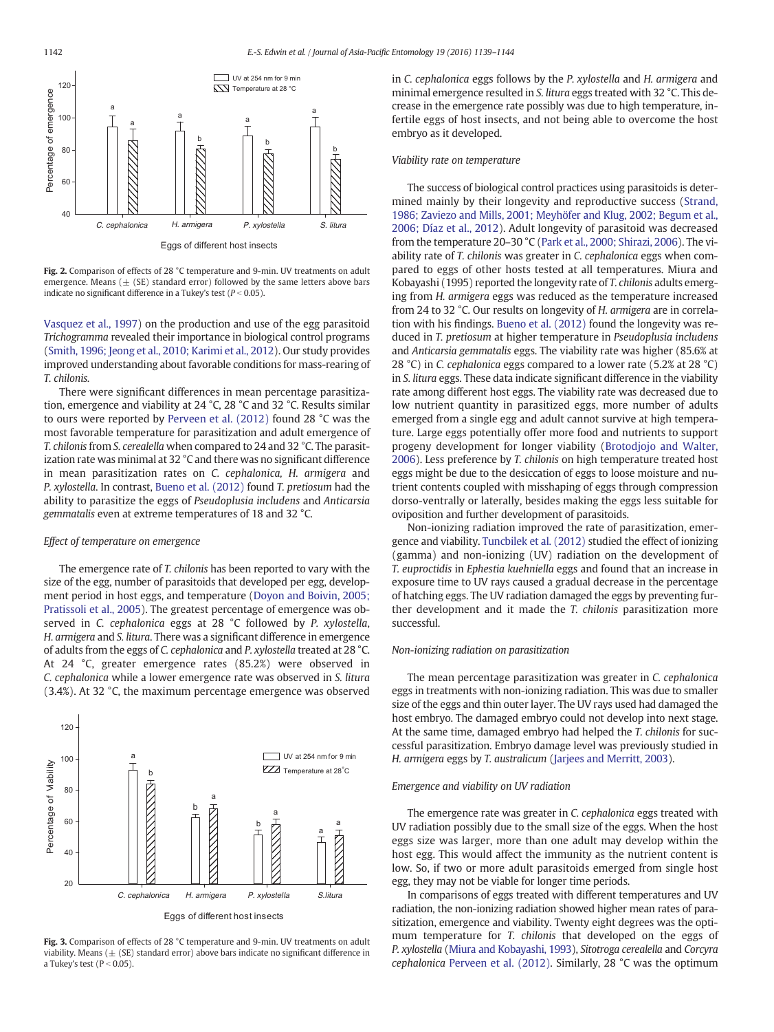Fig. 2. Comparison of effects of 28 °C temperature and 9-min. UV treatments on adult emergence. Means (± (SE) standard error) followed by the same letters above bars indicate no significant difference in a Tukey's test ($P < 0.05$).

Vasquez et al., 1997) on the production and use of the egg parasitoid *Trichogramma* revealed their importance in biological control programs (Smith, 1996; Jeong et al., 2010; Karimi et al., 2012). Our study provides improved understanding about favorable conditions for mass-rearing of *T. chilonis*.

There were significant differences in mean percentage parasitization, emergence and viability at 24 °C, 28 °C and 32 °C. Results similar to ours were reported by Perveen et al. (2012) found 28 °C was the most favorable temperature for parasitization and adult emergence of *T. chilonis* from *S. cerealella* when compared to 24 and 32 °C. The parasitization rate was minimal at 32 °C and there was no significant difference in mean parasitization rates on *C. cephalonica*, *H. armigera* and *P. xylostella*. In contrast, Bueno et al. (2012) found *T. pretiosum* had the ability to parasitize the eggs of *Pseudoplusia includens* and *Anticarsia gemmatalis* even at extreme temperatures of 18 and 32 °C.

*Effect of temperature on emergence*

The emergence rate of *T. chilonis* has been reported to vary with the size of the egg, number of parasitoids that developed per egg, development period in host eggs, and temperature (Doyon and Boivin, 2005; Pratissoli et al., 2005). The greatest percentage of emergence was observed in *C. cephalonica* eggs at 28 °C followed by *P. xylostella*, *H. armigera* and *S. litura*. There was a significant difference in emergence of adults from the eggs of *C. cephalonica* and *P. xylostella* treated at 28 °C. At 24 °C, greater emergence rates (85.2%) were observed in *C. cephalonica* while a lower emergence rate was observed in *S. litura* (3.4%). At 32 °C, the maximum percentage emergence was observed in *C. cephalonica* eggs follows by the *P. xylostella* and *H. armigera* and minimal emergence resulted in *S. litura* eggs treated with 32 °C. This decrease in the emergence rate possibly was due to high temperature, infertile eggs of host insects, and not being able to overcome the host embryo as it developed.

Fig. 3. Comparison of effects of 28 °C temperature and 9-min. UV treatments on adult viability. Means (± (SE) standard error) above bars indicate no significant difference in a Tukey's test ($P < 0.05$).

*Viability rate on temperature*

The success of biological control practices using parasitoids is determined mainly by their longevity and reproductive success (Strand, 1986; Zaviezo and Mills, 2001; Meyhöfer and Klug, 2002; Begum et al., 2006; Díaz et al., 2012). Adult longevity of parasitoid was decreased from the temperature 20–30 °C (Park et al., 2000; Shirazi, 2006). The viability rate of *T. chilonis* was greater in *C. cephalonica* eggs when compared to eggs of other hosts tested at all temperatures. Miura and Kobayashi (1995) reported the longevity rate of *T. chilonis* adults emerging from *H. armigera* eggs was reduced as the temperature increased from 24 to 32 °C. Our results on longevity of *H. armigera* are in correlation with his findings. Bueno et al. (2012) found the longevity was reduced in *T. pretiosum* at higher temperature in *Pseudoplusia includens* and *Anticarsia gemmatalis* eggs. The viability rate was higher (85.6% at 28 °C) in *C. cephalonica* eggs compared to a lower rate (5.2% at 28 °C) in *S. litura* eggs. These data indicate significant difference in the viability rate among different host eggs. The viability rate was decreased due to low nutrient quantity in parasitized eggs, more number of adults emerged from a single egg and adult cannot survive at high temperature. Large eggs potentially offer more food and nutrients to support progeny development for longer viability (Brotodjojo and Walter, 2006). Less preference by *T. chilonis* on high temperature treated host eggs might be due to the desiccation of eggs to loose moisture and nutrient contents coupled with misshaping of eggs through compression dorso-ventrally or laterally, besides making the eggs less suitable for oviposition and further development of parasitoids.

Non-ionizing radiation improved the rate of parasitization, emergence and viability. Tuncbilek et al. (2012) studied the effect of ionizing (gamma) and non-ionizing (UV) radiation on the development of *T. euproctidis* in *Ephestia kuehniella* eggs and found that an increase in exposure time to UV rays caused a gradual decrease in the percentage of hatching eggs. The UV radiation damaged the eggs by preventing further development and it made the *T. chilonis* parasitization more successful.

*Non-ionizing radiation on parasitization*

The mean percentage parasitization was greater in *C. cephalonica* eggs in treatments with non-ionizing radiation. This was due to smaller size of the eggs and thin outer layer. The UV rays used had damaged the host embryo. The damaged embryo could not develop into next stage. At the same time, damaged embryo had helped the *T. chilonis* for successful parasitization. Embryo damage level was previously studied in *H. armigera* eggs by *T. australicum* (Jarjees and Merritt, 2003).

*Emergence and viability on UV radiation*

The emergence rate was greater in *C. cephalonica* eggs treated with UV radiation possibly due to the small size of the eggs. When the host eggs size was larger, more than one adult may develop within the host egg. This would affect the immunity as the nutrient content is low. So, if two or more adult parasitoids emerged from single host egg, they may not be viable for longer time periods.

In comparisons of eggs treated with different temperatures and UV radiation, the non-ionizing radiation showed higher mean rates of parasitization, emergence and viability. Twenty eight degrees was the optimum temperature for *T. chilonis* that developed on the eggs of *P. xylostella* (Miura and Kobayashi, 1993), *Sitotroga cerealella* and *Corcyra cephalonica* Perveen et al. (2012). Similarly, 28 °C was the optimum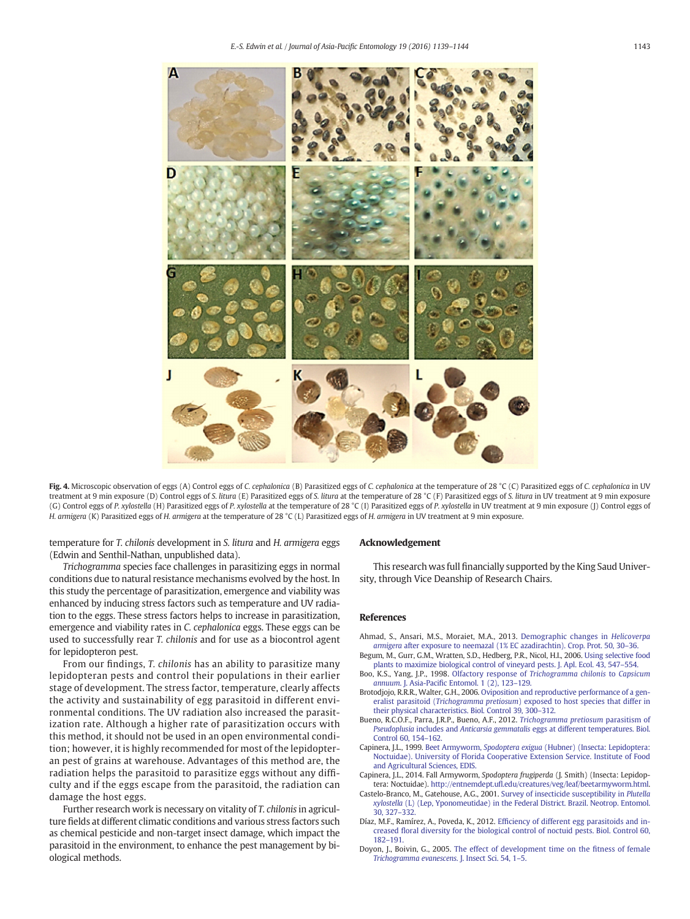**Fig. 4.** Microscopic observation of eggs (A) Control eggs of *C. cephalonica* (B) Parasitized eggs of *C. cephalonica* at the temperature of 28 °C (C) Parasitized eggs of *C. cephalonica* in UV treatment at 9 min exposure (D) Control eggs of *S. litura* (E) Parasitized eggs of *S. litura* at the temperature of 28 °C (F) Parasitized eggs of *S. litura* in UV treatment at 9 min exposure (G) Control eggs of *P. xylostella* (H) Parasitized eggs of *P. xylostella* at the temperature of 28 °C (I) Parasitized eggs of *P. xylostella* in UV treatment at 9 min exposure (J) Control eggs of *H. armigera* (K) Parasitized eggs of *H. armigera* at the temperature of 28 °C (L) Parasitized eggs of *H. armigera* in UV treatment at 9 min exposure.

temperature for *T. chilonis* development in *S. litura* and *H. armigera* eggs (Edwin and Senthil-Nathan, unpublished data).

*Trichogramma* species face challenges in parasitizing eggs in normal conditions due to natural resistance mechanisms evolved by the host. In this study the percentage of parasitization, emergence and viability was enhanced by inducing stress factors such as temperature and UV radiation to the eggs. These stress factors helps to increase in parasitization, emergence and viability rates in *C. cephalonica* eggs. These eggs can be used to successfully rear *T. chilonis* and for use as a biocontrol agent for lepidopteron pest.

From our findings, *T. chilonis* has an ability to parasitize many lepidopteran pests and control their populations in their earlier stage of development. The stress factor, temperature, clearly affects the activity and sustainability of egg parasitoid in different environmental conditions. The UV radiation also increased the parasitization rate. Although a higher rate of parasitization occurs with this method, it should not be used in an open environmental condition; however, it is highly recommended for most of the lepidopteran pest of grains at warehouse. Advantages of this method are, the radiation helps the parasitoid to parasitize eggs without any difficulty and if the eggs escape from the parasitoid, the radiation can damage the host eggs.

Further research work is necessary on vitality of *T. chilonis* in agriculture fields at different climatic conditions and various stress factors such as chemical pesticide and non-target insect damage, which impact the parasitoid in the environment, to enhance the pest management by biological methods.

## Acknowledgement

This research was full financially supported by the King Saud University, through Vice Deanship of Research Chairs.

## References

Ahmad, S., Ansari, M.S., Moraiet, M.A., 2013. Demographic changes in *Helicoverpa armigera* after exposure to neemazal (1% EC azadirachtin). Crop. Prot. 50, 30–36.

Begum, M., Gurr, G.M., Wratten, S.D., Hedberg, P.R., Nicol, H.I., 2006. Using selective food plants to maximize biological control of vineyard pests. J. Apl. Ecol. 43, 547–554.

Boo, K.S., Yang, J.P., 1998. Olfactory response of *Trichogramma chilonis* to *Capsicum annuum*. J. Asia-Pacific Entomol. 1 (2), 123–129.

Brotodjojo, R.R.R., Walter, G.H., 2006. Oviposition and reproductive performance of a generalist parasitoid (*Trichogramma pretiosum*) exposed to host species that differ in their physical characteristics. Biol. Control 39, 300–312.

Bueno, R.C.O.F., Parra, J.R.P., Bueno, A.F., 2012. *Trichogramma pretiosum* parasitism of *Pseudoplusia* includes and *Anticarsia gemmatalis* eggs at different temperatures. Biol. Control 60, 154–162.

Capinera, J.L., 1999. Beet Armyworm, *Spodoptera exigua* (Hubner) (Insecta: Lepidoptera: Noctuidae). University of Florida Cooperative Extension Service. Institute of Food and Agricultural Sciences, EDIS.

Capinera, J.L., 2014. Fall Armyworm, *Spodoptera frugiperda* (J. Smith) (Insecta: Lepidoptera: Noctuidae). http://entnemdept.ufl.edu/creatures/veg/leaf/beetarmyworm.html.

Castelo-Branco, M., Gatehouse, A.G., 2001. Survey of insecticide susceptibility in *Plutella xylostella* (L) (Lep, Yponomeutidae) in the Federal District. Brazil. Neotrop. Entomol. 30, 327–332.

Díaz, M.F., Ramírez, A., Poveda, K., 2012. Efficiency of different egg parasitoids and increased floral diversity for the biological control of noctuid pests. Biol. Control 60, 182–191.

Doyon, J., Boivin, G., 2005. The effect of development time on the fitness of female *Trichogramma evanescens*. J. Insect Sci. 54, 1–5.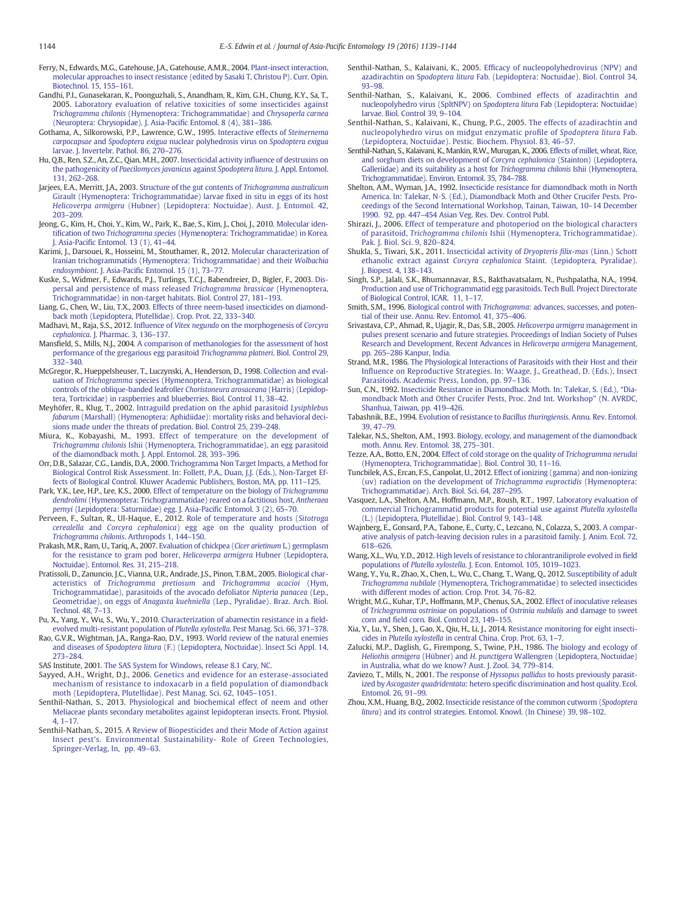Ferry, N., Edwards, M.G., Gatehouse, J.A., Gatehouse, A.M.R., 2004. Plant-insect interaction, molecular approaches to insect resistance (edited by Sasaki T, Christou P). Curr. Opin. Biotechnol. 15, 155–161.

Gandhi, P.I., Gunasekaran, K., Poonguzhali, S., Anandham, R., Kim, G.H., Chung, K.Y., Sa, T., 2005. Laboratory evaluation of relative toxicities of some insecticides against *Trichogramma chilonis* (Hymenoptera: Trichogrammatidae) and *Chrysoperla carnea* (Neuroptera: Chrysopidae). J. Asia-Pacific Entomol. 8 (4), 381–386.

Gothama, A., Silkorowski, P.P., Lawrence, G.W., 1995. Interactive effects of *Steinernema carpocapsae* and *Spodoptera exigua* nuclear polyhedrosis virus on *Spodoptera exigua* larvae. J. Invertebr. Pathol. 86, 270–276.

Hu, Q.B., Ren, S.Z., An, Z.C., Qian, M.H., 2007. Insecticidal activity influence of destruxins on the pathogenicity of *Paecilomyces javanicus* against *Spodoptera litura*. J. Appl. Entomol. 131, 262–268.

Jarjees, E.A., Merritt, J.A., 2003. Structure of the gut contents of *Trichogramma australicum* Girault (Hymenoptera: Trichogrammatidae) larvae fixed in situ in eggs of its host *Helicoverpa armigera* (Hubner) (Lepidoptera: Noctuidae). Aust. J. Entomol. 42, 203–209.

Jeong, G., Kim, H., Choi, Y., Kim, W., Park, K., Bae, S., Kim, J., Choi, J., 2010. Molecular identification of two *Trichogramma species* (Hymenoptera: Trichogrammatidae) in Korea. J. Asia-Pacific Entomol. 13 (1), 41–44.

Karimi, J., Darsouei, R., Hosseini, M., Stouthamer, R., 2012. Molecular characterization of Iranian trichogrammatids (Hymenoptera: Trichogrammatidae) and their *Wolbachia endosymbiont*. J. Asia-Pacific Entomol. 15 (1), 73–77.

Kuske, S., Widmer, F., Edwards, P.J., Turlings, T.C.J., Babendreier, D., Bigler, F., 2003. Dispersal and persistence of mass released *Trichogramma brassicae* (Hymenoptera, Trichogrammatidae) in non-target habitats. Biol. Control 27, 181–193.

Liang, G., Chen, W., Liu, T.X., 2003. Effects of three neem-based insecticides on diamondback moth (Lepidoptera, Plutellidae). Crop. Prot. 22, 333–340.

Madhavi, M., Raja, S.S., 2012. Influence of *Vitex negundo* on the morphogenesis of *Corcyra cephalonica*. J. Pharmac. 3, 136–137.

Mansfield, S., Mills, N.J., 2004. A comparison of methanologies for the assessment of host performance of the gregarious egg parasitoid *Trichogramma platneri*. Biol. Control 29, 332–340.

McGregor, R., Hueppelsheuser, T., Luczynski, A., Henderson, D., 1998. Collection and evaluation of *Trichogramma* species (Hymenoptera, Trichogrammatidae) as biological controls of the oblique-banded leafroller *Choristoneura arosaceana* (Harris) (Lepidoptera, Tortricidae) in raspberries and blueberries. Biol. Control 11, 38–42.

Meyhöfer, R., Klug, T., 2002. Intraguild predation on the aphid parasitoid *Lysiphlebus fabarum* (Marshall) (Hymenoptera: Aphidiidae): mortality risks and behavioral decisions made under the threats of predation. Biol. Control 25, 239–248.

Miura, K., Kobayashi, M., 1993. Effect of temperature on the development of *Trichogramma chilonis* Ishii (Hymenoptera, Trichogrammatidae), an egg parasitoid of the diamondback moth. J. Appl. Entomol. 28, 393–396.

Orr, D.B., Salazar, C.G., Landis, D.A., 2000. Trichogramma Non Target Impacts, a Method for Biological Control Risk Assessment. In: Follett, P.A., Duan, J.J. (Eds.), Non-Target Effects of Biological Control. Kluwer Academic Publishers, Boston, MA, pp. 111–125.

Park, Y.K., Lee, H.P., Lee, K.S., 2000. Effect of temperature on the biology of *Trichogramma dendrolimi* (Hymenoptera: Trichogrammatidae) reared on a factitious host, *Antheraea pernyi* (Lepidoptera: Saturniidae) egg. J. Asia-Pacific Entomol. 3 (2), 65–70.

Perveen, F., Sultan, R., Ul-Haque, E., 2012. Role of temperature and hosts (*Sitotroga cerealella* and *Corcyra cephalonica*) egg age on the quality production of *Trichogramma chilonis*. Arthropods 1, 144–150.

Prakash, M.R., Ram, U., Tariq, A., 2007. Evaluation of chickpea (*Cicer arietinum* L.) germplasm for the resistance to gram pod borer, *Helicoverpa armigera* Hubner (Lepidoptera, Noctuidae). Entomol. Res. 31, 215–218.

Pratissoli, D., Zanuncio, J.C., Vianna, U.R., Andrade, J.S., Pinon, T.B.M., 2005. Biological characteristics of *Trichogramma pretiosum* and *Trichogramma acacioi* (Hym, Trichogrammatidae), parasitoids of the avocado defoliator *Nipteria panacea* (Lep., Geometridae), on eggs of *Anagasta kuehniella* (Lep., Pyralidae). Braz. Arch. Biol. Technol. 48, 7–13.

Pu, X., Yang, Y., Wu, S., Wu, Y., 2010. Characterization of abamectin resistance in a field-evolved multi-resistant population of *Plutella xylostella*. Pest Manag. Sci. 66, 371–378.

Rao, G.V.R., Wightman, J.A., Ranga-Rao, D.V., 1993. World review of the natural enemies and diseases of *Spodoptera litura* (F.) (Lepidoptera, Noctuidae). Insect Sci Appl. 14, 273–284.

SAS Institute, 2001. The SAS System for Windows, release 8.1 Cary, NC.

Sayyed, A.H., Wright, D.J., 2006. Genetics and evidence for an esterase-associated mechanism of resistance to indoxacarb in a field population of diamondback moth (Lepidoptera, Plutellidae). Pest Manag. Sci. 62, 1045–1051.

Senthil-Nathan, S., 2013. Physiological and biochemical effect of neem and other Meliaceae plants secondary metabolites against lepidopteran insects. Front. Physiol. 4, 1–17.

Senthil-Nathan, S., 2015. A Review of Biopesticides and their Mode of Action against Insect pest's. Environmental Sustainability- Role of Green Technologies, Springer-Verlag, In, pp. 49–63.

Senthil-Nathan, S., Kalaivani, K., 2005. Efficacy of nucleopolyhedrovirus (NPV) and azadirachtin on *Spodoptera litura* Fab. (Lepidoptera: Noctuidae). Biol. Control 34, 93–98.

Senthil-Nathan, S., Kalaivani, K., 2006. Combined effects of azadirachtin and nucleopolyhedro virus (SpltNPV) on *Spodoptera litura* Fab (Lepidoptera: Noctuidae) larvae. Biol. Control 39, 9–104.

Senthil-Nathan, S., Kalaivani, K., Chung, P.G., 2005. The effects of azadirachtin and nucleopolyhedro virus on midgut enzymatic profile of *Spodoptera litura* Fab. (Lepidoptera, Noctuidae). Pestic. Biochem. Physiol. 83, 46–57.

Senthil-Nathan, S., Kalaivani, K., Mankin, R.W., Murugan, K., 2006. Effects of millet, wheat, Rice, and sorghum diets on development of *Corcyra cephalonica* (Stainton) (Lepidoptera, Galleriidae) and its suitability as a host for *Trichogramma chilonis* Ishii (Hymenoptera, Trichogrammatidae). Environ. Entomol. 35, 784–788.

Shelton, A.M., Wyman, J.A., 1992. Insecticide resistance for diamondback moth in North America. In: Talekar, N·S. (Ed.), Diamondback Moth and Other Crucifer Pests. Proceedings of the Second International Workshop, Tainan, Taiwan, 10–14 December 1990. 92, pp. 447–454 Asian Veg. Res. Dev. Control Publ.

Shirazi, J., 2006. Effect of temperature and photoperiod on the biological characters of parasitoid, *Trichogramma chilonis* Ishii (Hymenoptera, Trichogrammatidae). Pak. J. Biol. Sci. 9, 820–824.

Shukla, S., Tiwari, S.K., 2011. Insecticidal activity of *Dryopteris filix-mas* (Linn.) Schott ethanolic extract against *Corcyra cephalonica* Staint. (Lepidoptera, Pyralidae). J. Biopest. 4, 138–143.

Singh, S.P., Jalali, S.K., Bhumannavar, B.S., Bakthavatsalam, N., Pushpalatha, N.A., 1994. Production and use of Trichogrammatid egg parasitoids. Tech Bull. Project Directorate of Biological Control, ICAR. 11, 1–17.

Smith, S.M., 1996. Biological control with *Trichogramma*: advances, successes, and potential of their use. Annu. Rev. Entomol. 41, 375–406.

Srivastava, C.P., Ahmad, R., Ujagir, R., Das, S.B., 2005. *Helicoverpa armigera* management in pulses present scenario and future strategies. Proceedings of Indian Society of Pulses Research and Development, Recent Advances in *Helicoverpa armigera* Management, pp. 265–286 Kanpur, India.

Strand, M.R., 1986. The Physiological Interactions of Parasitoids with their Host and their Influence on Reproductive Strategies. In: Waage, J., Greathead, D. (Eds.), Insect Parasitoids. Academic Press, London, pp. 97–136.

Sun, C.N., 1992. Insecticide Resistance in Diamondback Moth. In: Talekar, S. (Ed.), "Diamondback Moth and Other Crucifer Pests, Proc. 2nd Int. Workshop" (N. AVRDC, Shanhua, Taiwan, pp. 419–426.

Tabashnik, B.E., 1994. Evolution of resistance to *Bacillus thuringiensis*. Annu. Rev. Entomol. 39, 47–79.

Talekar, N.S., Shelton, A.M., 1993. Biology, ecology, and management of the diamondback moth. Annu. Rev. Entomol. 38, 275–301.

Tezze, A.A., Botto, E.N., 2004. Effect of cold storage on the quality of *Trichogramma nerudai* (Hymenoptera, Trichogrammatidae). Biol. Control 30, 11–16.

Tuncbilek, A.S., Ercan, F.S., Canpolat, U., 2012. Effect of ionizing (gamma) and non-ionizing (uv) radiation on the development of *Trichogramma euproctidis* (Hymenoptera: Trichogrammatidae). Arch. Biol. Sci. 64, 287–295.

Vasquez, L.A., Shelton, A.M., Hoffmann, M.P., Roush, R.T., 1997. Laboratory evaluation of commercial Trichogrammatid products for potential use against *Plutella xylostella* (L.) (Lepidoptera, Plutellidae). Biol. Control 9, 143–148.

Wajnberg, E., Gonsard, P.A., Tabone, E., Curty, C., Lezcano, N., Colazza, S., 2003. A comparative analysis of patch-leaving decision rules in a parasitoid family. J. Anim. Ecol. 72, 618–626.

Wang, X.L., Wu, Y.D., 2012. High levels of resistance to chlorantraniliprole evolved in field populations of *Plutella xylostella*. J. Econ. Entomol. 105, 1019–1023.

Wang, Y., Yu, R., Zhao, X., Chen, L., Wu, C., Chang, T., Wang, Q., 2012. Susceptibility of adult *Trichogramma nubilale* (Hymenoptera, Trichogrammatidae) to selected insecticides with different modes of action. Crop. Prot. 34, 76–82.

Wright, M.G., Kuhar, T.P., Hoffmann, M.P., Chenus, S.A., 2002. Effect of inoculative releases of *Trichogramma ostriniae* on populations of *Ostrinia nubilalis* and damage to sweet corn and field corn. Biol. Control 23, 149–155.

Xia, Y., Lu, Y., Shen, J., Gao, X., Qiu, H., Li, J., 2014. Resistance monitoring for eight insecticides in *Plutella xylostella* in central China. Crop. Prot. 63, 1–7.

Zalucki, M.P., Daglish, G., Firempong, S., Twine, P.H., 1986. The biology and ecology of *Heliothis armigera* (Hübner) and *H. punctigera* Wallengren (Lepidoptera, Noctuidae) in Australia, what do we know? Aust. J. Zool. 34, 779–814.

Zaviezo, T., Mills, N., 2001. The response of *Hyssopus pallidus* to hosts previously parasitized by *Ascogaster quadridentata*: hetero specific discrimination and host quality. Ecol. Entomol. 26, 91–99.

Zhou, X.M., Huang, B.Q., 2002. Insecticide resistance of the common cutworm (*Spodoptera litura*) and its control strategies. Entomol. Knowl. (In Chinese) 39, 98–102.